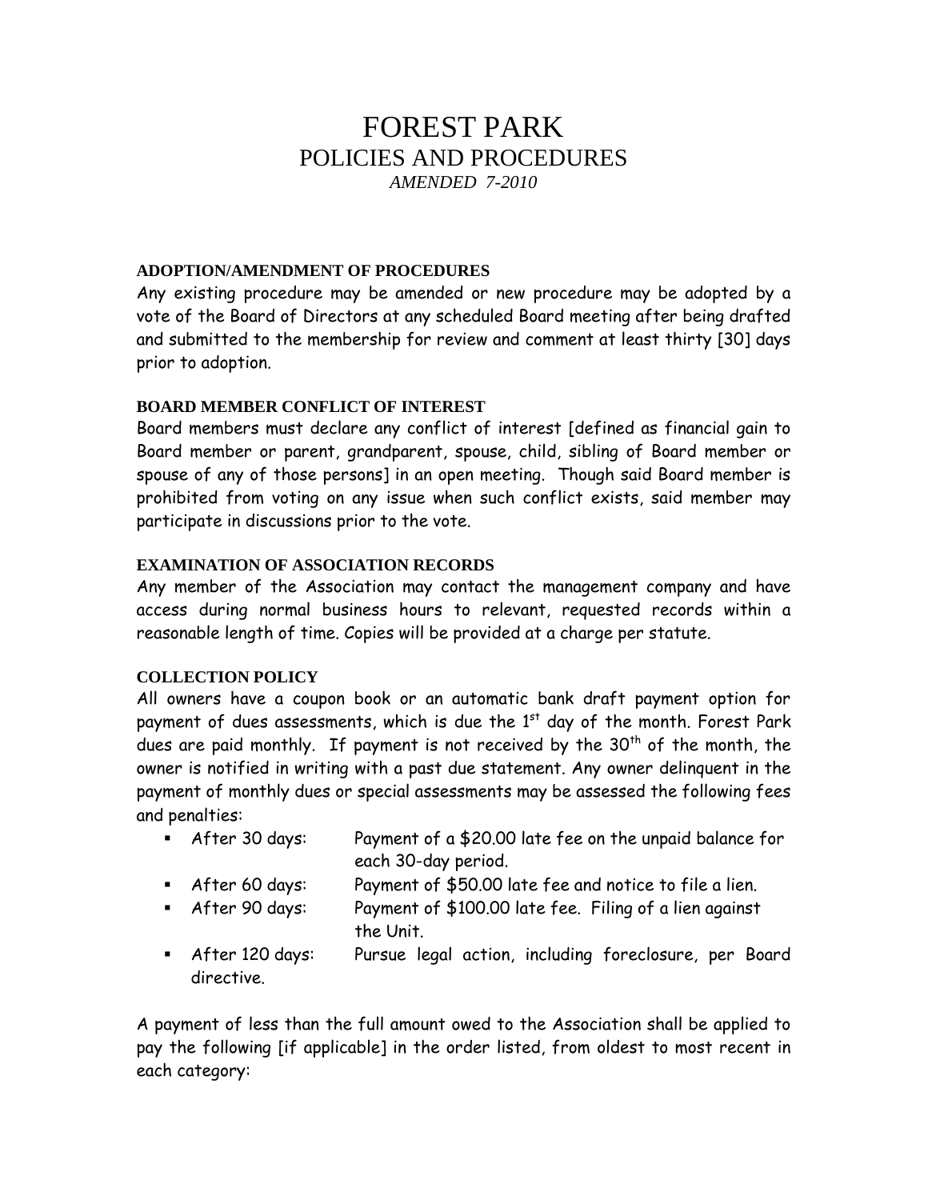# FOREST PARK
## POLICIES AND PROCEDURES
*AMENDED 7-2010*

### ADOPTION/AMENDMENT OF PROCEDURES

Any existing procedure may be amended or new procedure may be adopted by a vote of the Board of Directors at any scheduled Board meeting after being drafted and submitted to the membership for review and comment at least thirty [30] days prior to adoption.

### BOARD MEMBER CONFLICT OF INTEREST

Board members must declare any conflict of interest [defined as financial gain to Board member or parent, grandparent, spouse, child, sibling of Board member or spouse of any of those persons] in an open meeting. Though said Board member is prohibited from voting on any issue when such conflict exists, said member may participate in discussions prior to the vote.

### EXAMINATION OF ASSOCIATION RECORDS

Any member of the Association may contact the management company and have access during normal business hours to relevant, requested records within a reasonable length of time. Copies will be provided at a charge per statute.

### COLLECTION POLICY

All owners have a coupon book or an automatic bank draft payment option for payment of dues assessments, which is due the 1st day of the month. Forest Park dues are paid monthly. If payment is not received by the 30th of the month, the owner is notified in writing with a past due statement. Any owner delinquent in the payment of monthly dues or special assessments may be assessed the following fees and penalties:

- After 30 days: Payment of a $20.00 late fee on the unpaid balance for each 30-day period.
- After 60 days: Payment of $50.00 late fee and notice to file a lien.
- After 90 days: Payment of $100.00 late fee. Filing of a lien against the Unit.
- After 120 days: Pursue legal action, including foreclosure, per Board directive.

A payment of less than the full amount owed to the Association shall be applied to pay the following [if applicable] in the order listed, from oldest to most recent in each category: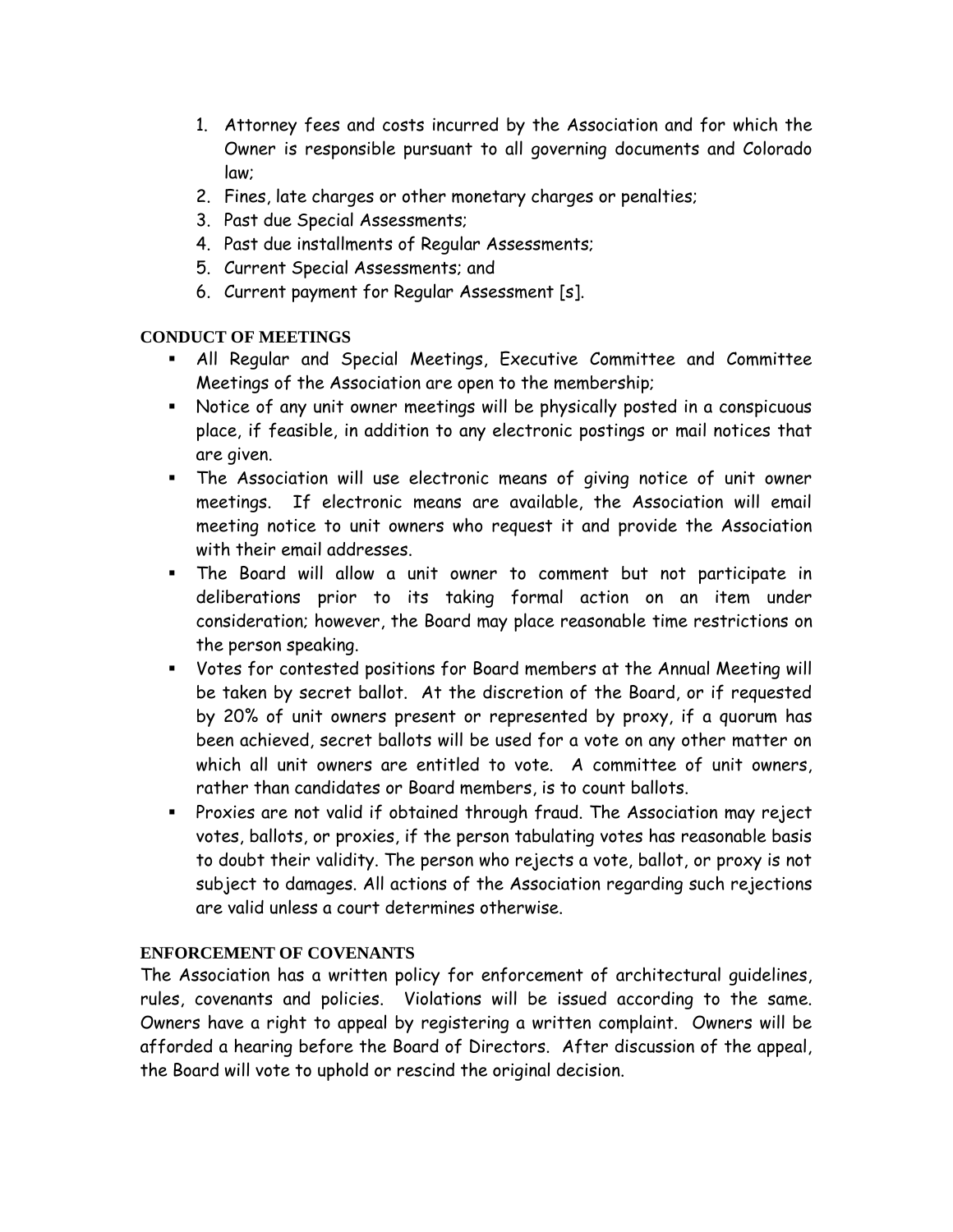1. Attorney fees and costs incurred by the Association and for which the Owner is responsible pursuant to all governing documents and Colorado law;
2. Fines, late charges or other monetary charges or penalties;
3. Past due Special Assessments;
4. Past due installments of Regular Assessments;
5. Current Special Assessments; and
6. Current payment for Regular Assessment [s].

**CONDUCT OF MEETINGS**

- All Regular and Special Meetings, Executive Committee and Committee Meetings of the Association are open to the membership;
- Notice of any unit owner meetings will be physically posted in a conspicuous place, if feasible, in addition to any electronic postings or mail notices that are given.
- The Association will use electronic means of giving notice of unit owner meetings. If electronic means are available, the Association will email meeting notice to unit owners who request it and provide the Association with their email addresses.
- The Board will allow a unit owner to comment but not participate in deliberations prior to its taking formal action on an item under consideration; however, the Board may place reasonable time restrictions on the person speaking.
- Votes for contested positions for Board members at the Annual Meeting will be taken by secret ballot. At the discretion of the Board, or if requested by 20% of unit owners present or represented by proxy, if a quorum has been achieved, secret ballots will be used for a vote on any other matter on which all unit owners are entitled to vote. A committee of unit owners, rather than candidates or Board members, is to count ballots.
- Proxies are not valid if obtained through fraud. The Association may reject votes, ballots, or proxies, if the person tabulating votes has reasonable basis to doubt their validity. The person who rejects a vote, ballot, or proxy is not subject to damages. All actions of the Association regarding such rejections are valid unless a court determines otherwise.

**ENFORCEMENT OF COVENANTS**

The Association has a written policy for enforcement of architectural guidelines, rules, covenants and policies. Violations will be issued according to the same. Owners have a right to appeal by registering a written complaint. Owners will be afforded a hearing before the Board of Directors. After discussion of the appeal, the Board will vote to uphold or rescind the original decision.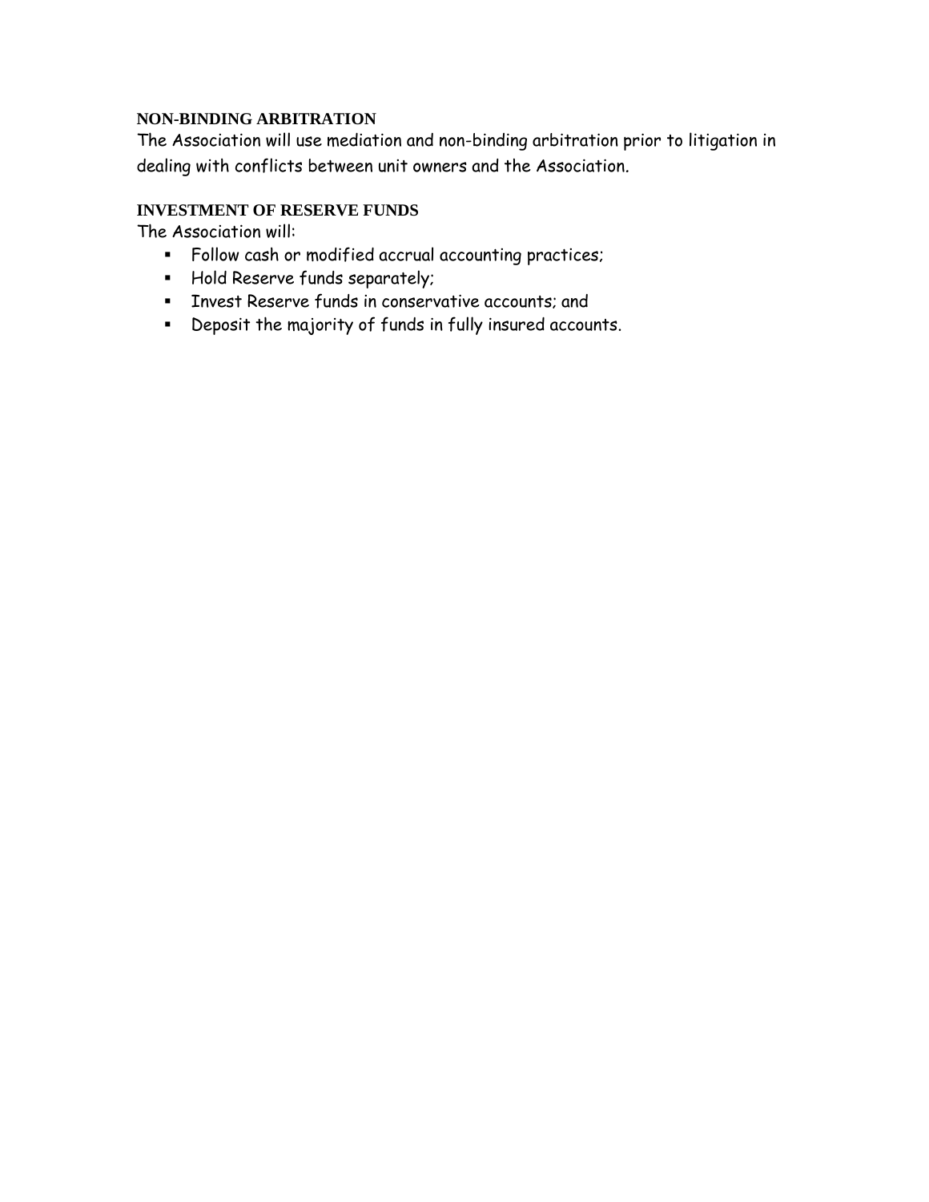**NON-BINDING ARBITRATION**

The Association will use mediation and non-binding arbitration prior to litigation in dealing with conflicts between unit owners and the Association.

**INVESTMENT OF RESERVE FUNDS**

The Association will:

- Follow cash or modified accrual accounting practices;
- Hold Reserve funds separately;
- Invest Reserve funds in conservative accounts; and
- Deposit the majority of funds in fully insured accounts.